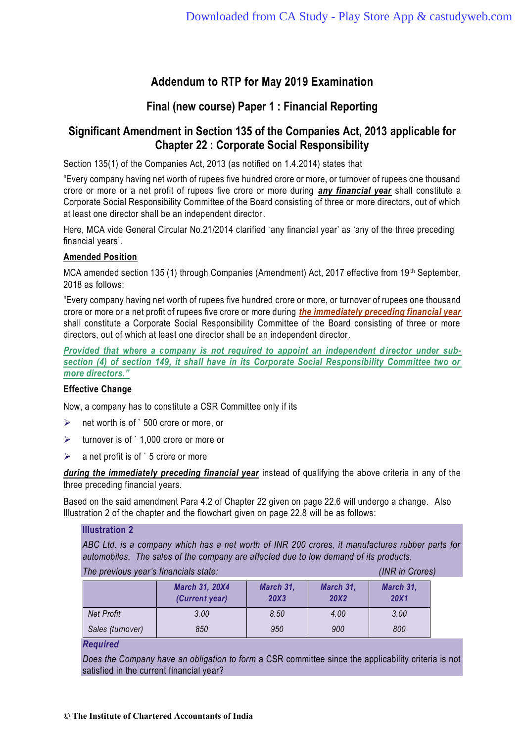# Addendum to RTP for May 2019 Examination

## Final (new course) Paper 1 : Financial Reporting

## Significant Amendment in Section 135 of the Companies Act, 2013 applicable for Chapter 22 : Corporate Social Responsibility

Section 135(1) of the Companies Act, 2013 (as notified on 1.4.2014) states that

"Every company having net worth of rupees five hundred crore or more, or turnover of rupees one thousand crore or more or a net profit of rupees five crore or more during ***any financial year*** shall constitute a Corporate Social Responsibility Committee of the Board consisting of three or more directors, out of which at least one director shall be an independent director.

Here, MCA vide General Circular No.21/2014 clarified 'any financial year' as 'any of the three preceding financial years'.

**Amended Position**

MCA amended section 135 (1) through Companies (Amendment) Act, 2017 effective from 19th September, 2018 as follows:

"Every company having net worth of rupees five hundred crore or more, or turnover of rupees one thousand crore or more or a net profit of rupees five crore or more during ***the immediately preceding financial year*** shall constitute a Corporate Social Responsibility Committee of the Board consisting of three or more directors, out of which at least one director shall be an independent director.

***Provided that where a company is not required to appoint an independent director under sub-section (4) of section 149, it shall have in its Corporate Social Responsibility Committee two or more directors."***

**Effective Change**

Now, a company has to constitute a CSR Committee only if its

- net worth is of ` 500 crore or more, or
- turnover is of ` 1,000 crore or more or
- a net profit is of ` 5 crore or more

***during the immediately preceding financial year*** instead of qualifying the above criteria in any of the three preceding financial years.

Based on the said amendment Para 4.2 of Chapter 22 given on page 22.6 will undergo a change. Also Illustration 2 of the chapter and the flowchart given on page 22.8 will be as follows:

**Illustration 2**

*ABC Ltd. is a company which has a net worth of INR 200 crores, it manufactures rubber parts for automobiles. The sales of the company are affected due to low demand of its products.*

*The previous year's financials state:* *(INR in Crores)*

| | March 31, 20X4 (Current year) | March 31, 20X3 | March 31, 20X2 | March 31, 20X1 |
|---|---|---|---|---|
| Net Profit | 3.00 | 8.50 | 4.00 | 3.00 |
| Sales (turnover) | 850 | 950 | 900 | 800 |

***Required***

*Does the Company have an obligation to form* a CSR committee since the applicability criteria is not satisfied in the current financial year?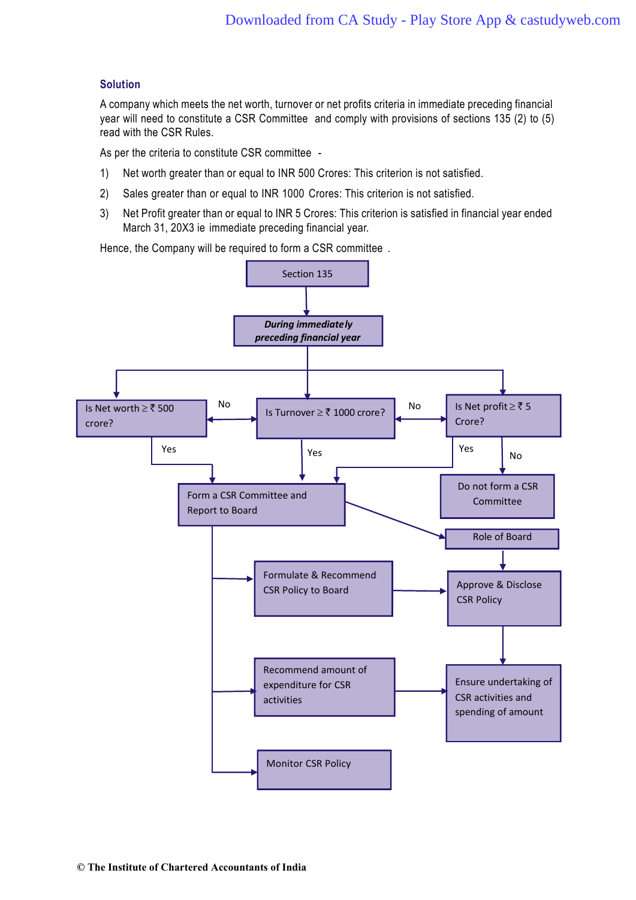### Solution

A company which meets the net worth, turnover or net profits criteria in immediate preceding financial year will need to constitute a CSR Committee and comply with provisions of sections 135 (2) to (5) read with the CSR Rules.

As per the criteria to constitute CSR committee -

1) Net worth greater than or equal to INR 500 Crores: This criterion is not satisfied.
2) Sales greater than or equal to INR 1000 Crores: This criterion is not satisfied.
3) Net Profit greater than or equal to INR 5 Crores: This criterion is satisfied in financial year ended March 31, 20X3 ie immediate preceding financial year.

Hence, the Company will be required to form a CSR committee .

Section 135

***During immediately preceding financial year***

Is Net worth ≥ ₹ 500 crore?

No

Is Turnover ≥ ₹ 1000 crore?

No

Is Net profit ≥ ₹ 5 Crore?

Yes

Yes

Yes

No

Form a CSR Committee and Report to Board

Do not form a CSR Committee

Role of Board

Formulate & Recommend CSR Policy to Board

Approve & Disclose CSR Policy

Recommend amount of expenditure for CSR activities

Ensure undertaking of CSR activities and spending of amount

Monitor CSR Policy